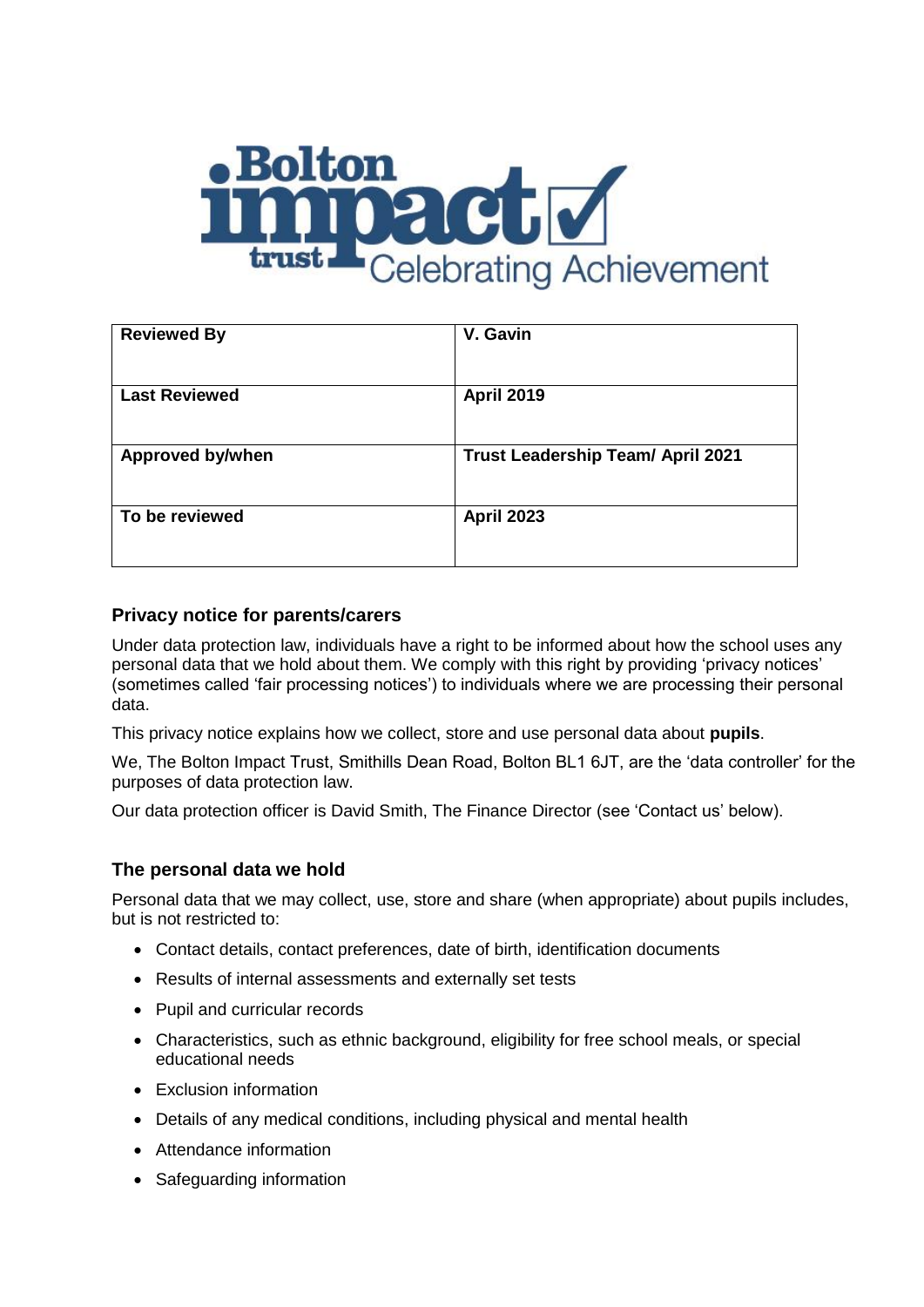Bolton impact trust Celebrating Achievement

| Reviewed By | V. Gavin |
| --- | --- |
| Last Reviewed | April 2019 |
| Approved by/when | Trust Leadership Team/ April 2021 |
| To be reviewed | April 2023 |

## Privacy notice for parents/carers

Under data protection law, individuals have a right to be informed about how the school uses any personal data that we hold about them. We comply with this right by providing 'privacy notices' (sometimes called 'fair processing notices') to individuals where we are processing their personal data.

This privacy notice explains how we collect, store and use personal data about **pupils**.

We, The Bolton Impact Trust, Smithills Dean Road, Bolton BL1 6JT, are the 'data controller' for the purposes of data protection law.

Our data protection officer is David Smith, The Finance Director (see 'Contact us' below).

## The personal data we hold

Personal data that we may collect, use, store and share (when appropriate) about pupils includes, but is not restricted to:

- Contact details, contact preferences, date of birth, identification documents
- Results of internal assessments and externally set tests
- Pupil and curricular records
- Characteristics, such as ethnic background, eligibility for free school meals, or special educational needs
- Exclusion information
- Details of any medical conditions, including physical and mental health
- Attendance information
- Safeguarding information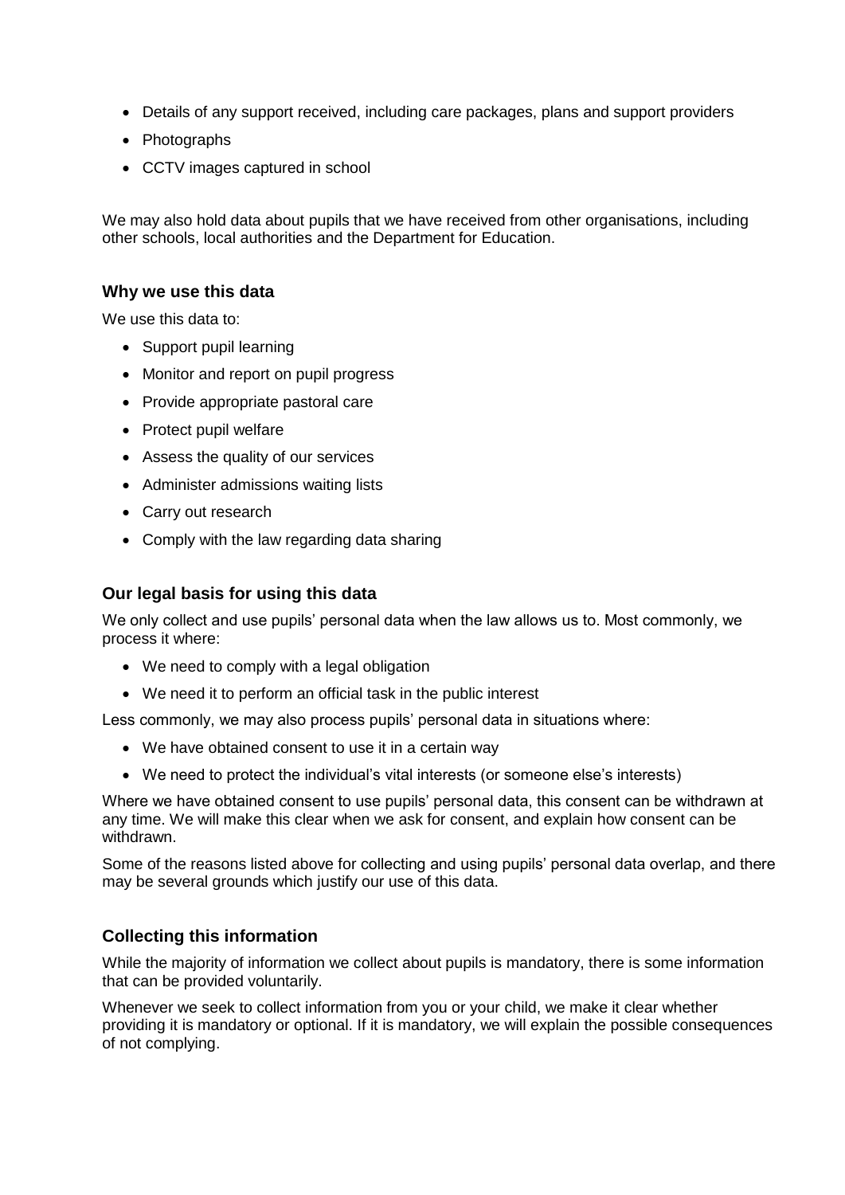- Details of any support received, including care packages, plans and support providers
- Photographs
- CCTV images captured in school

We may also hold data about pupils that we have received from other organisations, including other schools, local authorities and the Department for Education.

### Why we use this data

We use this data to:

- Support pupil learning
- Monitor and report on pupil progress
- Provide appropriate pastoral care
- Protect pupil welfare
- Assess the quality of our services
- Administer admissions waiting lists
- Carry out research
- Comply with the law regarding data sharing

### Our legal basis for using this data

We only collect and use pupils' personal data when the law allows us to. Most commonly, we process it where:

- We need to comply with a legal obligation
- We need it to perform an official task in the public interest

Less commonly, we may also process pupils' personal data in situations where:

- We have obtained consent to use it in a certain way
- We need to protect the individual's vital interests (or someone else's interests)

Where we have obtained consent to use pupils' personal data, this consent can be withdrawn at any time. We will make this clear when we ask for consent, and explain how consent can be withdrawn.

Some of the reasons listed above for collecting and using pupils' personal data overlap, and there may be several grounds which justify our use of this data.

### Collecting this information

While the majority of information we collect about pupils is mandatory, there is some information that can be provided voluntarily.

Whenever we seek to collect information from you or your child, we make it clear whether providing it is mandatory or optional. If it is mandatory, we will explain the possible consequences of not complying.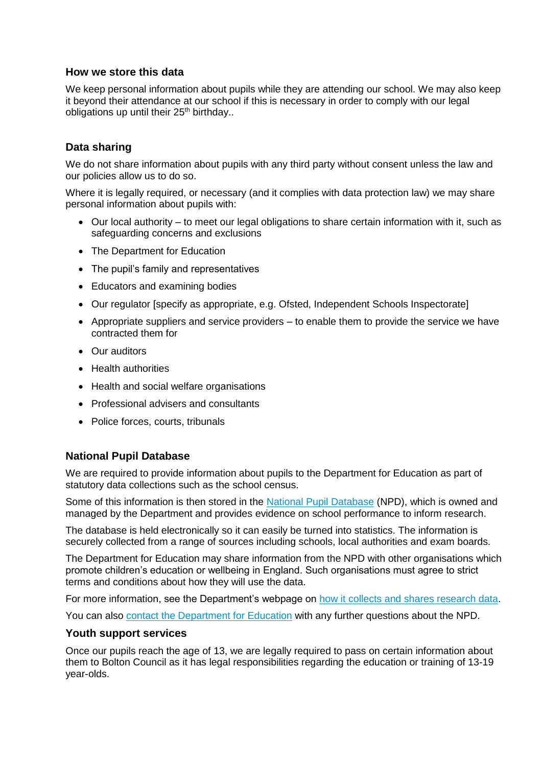### How we store this data

We keep personal information about pupils while they are attending our school. We may also keep it beyond their attendance at our school if this is necessary in order to comply with our legal obligations up until their 25th birthday..

### Data sharing

We do not share information about pupils with any third party without consent unless the law and our policies allow us to do so.

Where it is legally required, or necessary (and it complies with data protection law) we may share personal information about pupils with:

- Our local authority – to meet our legal obligations to share certain information with it, such as safeguarding concerns and exclusions
- The Department for Education
- The pupil's family and representatives
- Educators and examining bodies
- Our regulator [specify as appropriate, e.g. Ofsted, Independent Schools Inspectorate]
- Appropriate suppliers and service providers – to enable them to provide the service we have contracted them for
- Our auditors
- Health authorities
- Health and social welfare organisations
- Professional advisers and consultants
- Police forces, courts, tribunals

### National Pupil Database

We are required to provide information about pupils to the Department for Education as part of statutory data collections such as the school census.

Some of this information is then stored in the National Pupil Database (NPD), which is owned and managed by the Department and provides evidence on school performance to inform research.

The database is held electronically so it can easily be turned into statistics. The information is securely collected from a range of sources including schools, local authorities and exam boards.

The Department for Education may share information from the NPD with other organisations which promote children's education or wellbeing in England. Such organisations must agree to strict terms and conditions about how they will use the data.

For more information, see the Department's webpage on how it collects and shares research data.

You can also contact the Department for Education with any further questions about the NPD.

### Youth support services

Once our pupils reach the age of 13, we are legally required to pass on certain information about them to Bolton Council as it has legal responsibilities regarding the education or training of 13-19 year-olds.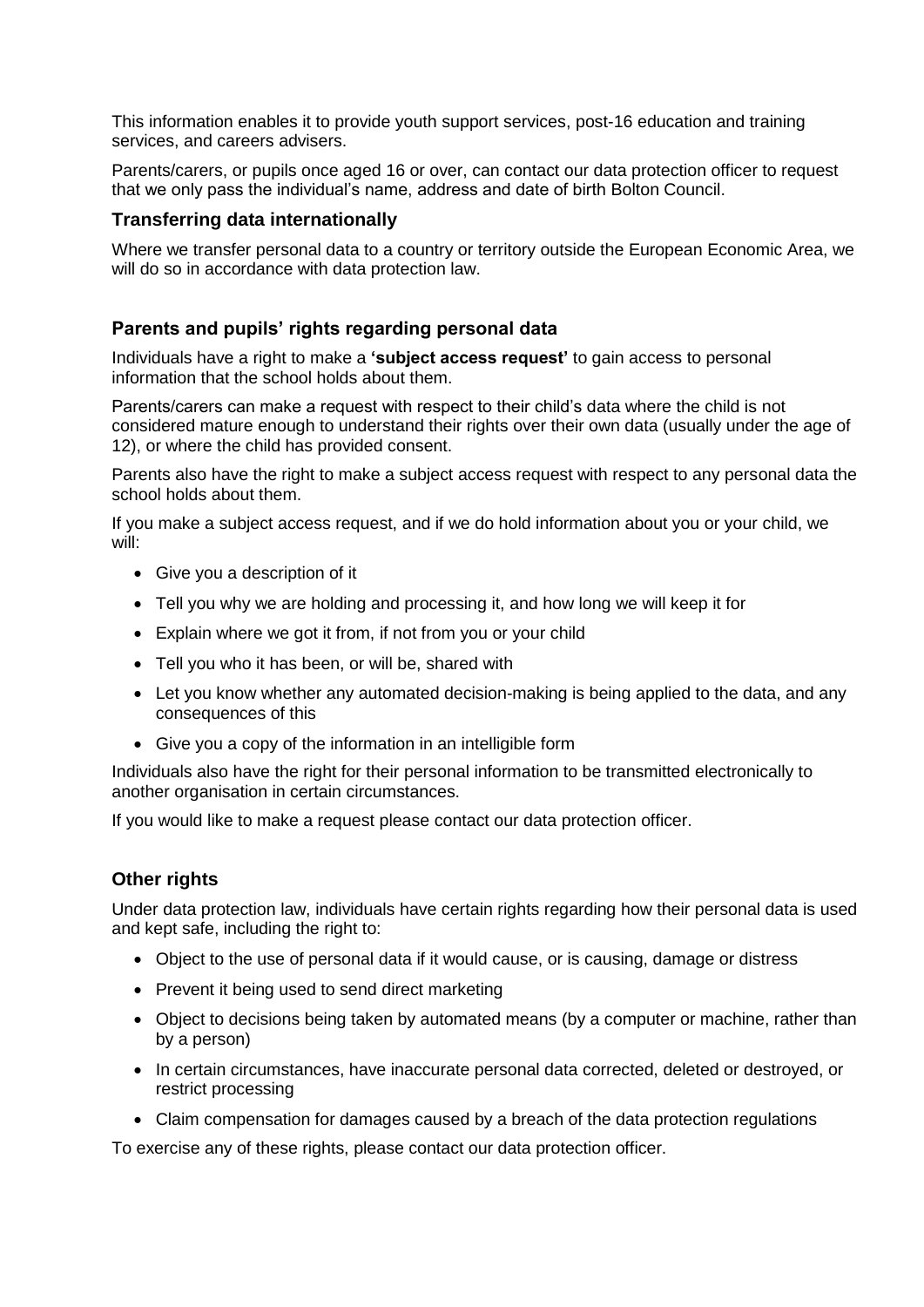This information enables it to provide youth support services, post-16 education and training services, and careers advisers.

Parents/carers, or pupils once aged 16 or over, can contact our data protection officer to request that we only pass the individual's name, address and date of birth Bolton Council.

### Transferring data internationally

Where we transfer personal data to a country or territory outside the European Economic Area, we will do so in accordance with data protection law.

### Parents and pupils' rights regarding personal data

Individuals have a right to make a **'subject access request'** to gain access to personal information that the school holds about them.

Parents/carers can make a request with respect to their child's data where the child is not considered mature enough to understand their rights over their own data (usually under the age of 12), or where the child has provided consent.

Parents also have the right to make a subject access request with respect to any personal data the school holds about them.

If you make a subject access request, and if we do hold information about you or your child, we will:

- Give you a description of it
- Tell you why we are holding and processing it, and how long we will keep it for
- Explain where we got it from, if not from you or your child
- Tell you who it has been, or will be, shared with
- Let you know whether any automated decision-making is being applied to the data, and any consequences of this
- Give you a copy of the information in an intelligible form

Individuals also have the right for their personal information to be transmitted electronically to another organisation in certain circumstances.

If you would like to make a request please contact our data protection officer.

### Other rights

Under data protection law, individuals have certain rights regarding how their personal data is used and kept safe, including the right to:

- Object to the use of personal data if it would cause, or is causing, damage or distress
- Prevent it being used to send direct marketing
- Object to decisions being taken by automated means (by a computer or machine, rather than by a person)
- In certain circumstances, have inaccurate personal data corrected, deleted or destroyed, or restrict processing
- Claim compensation for damages caused by a breach of the data protection regulations

To exercise any of these rights, please contact our data protection officer.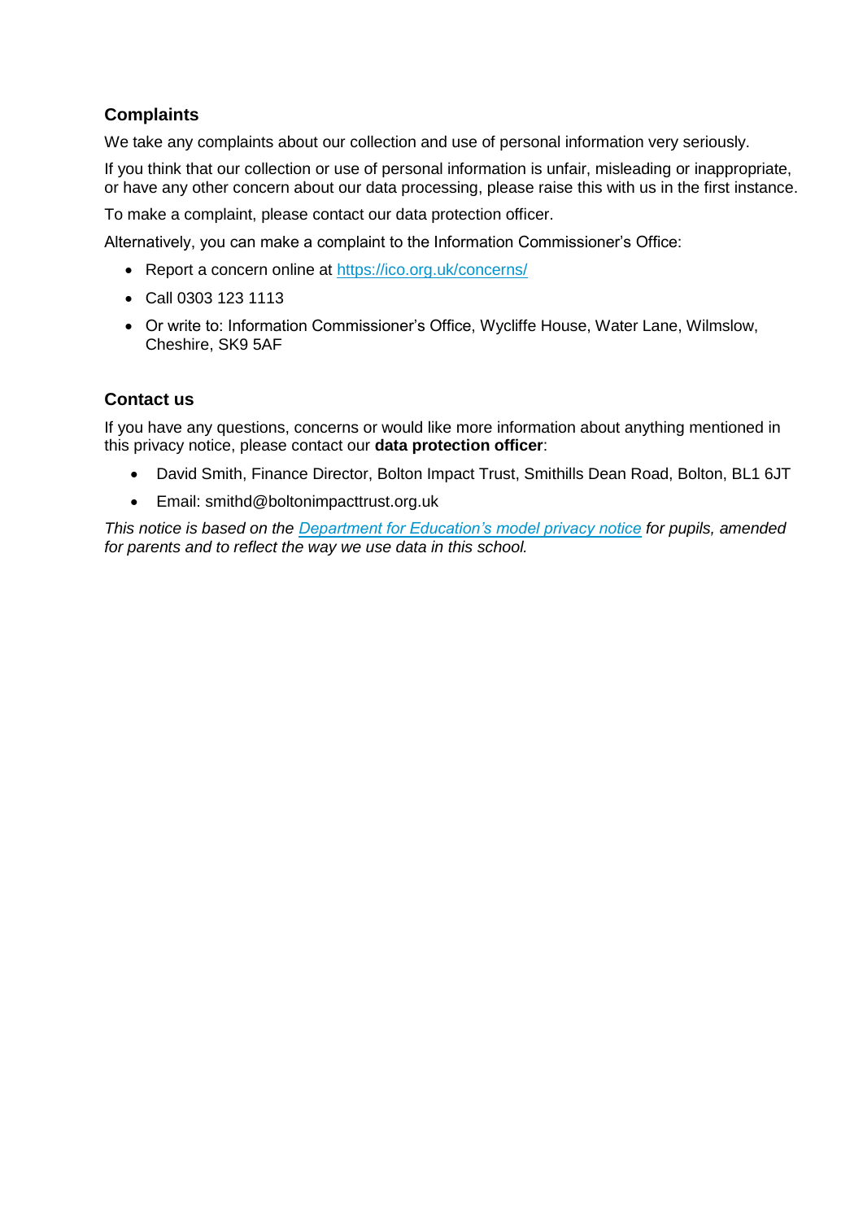### Complaints

We take any complaints about our collection and use of personal information very seriously.

If you think that our collection or use of personal information is unfair, misleading or inappropriate, or have any other concern about our data processing, please raise this with us in the first instance.

To make a complaint, please contact our data protection officer.

Alternatively, you can make a complaint to the Information Commissioner's Office:

- Report a concern online at [https://ico.org.uk/concerns/](https://ico.org.uk/concerns/)
- Call 0303 123 1113
- Or write to: Information Commissioner's Office, Wycliffe House, Water Lane, Wilmslow, Cheshire, SK9 5AF

### Contact us

If you have any questions, concerns or would like more information about anything mentioned in this privacy notice, please contact our **data protection officer**:

- David Smith, Finance Director, Bolton Impact Trust, Smithills Dean Road, Bolton, BL1 6JT
- Email: smithd@boltonimpacttrust.org.uk

*This notice is based on the [Department for Education's model privacy notice](#) for pupils, amended for parents and to reflect the way we use data in this school.*